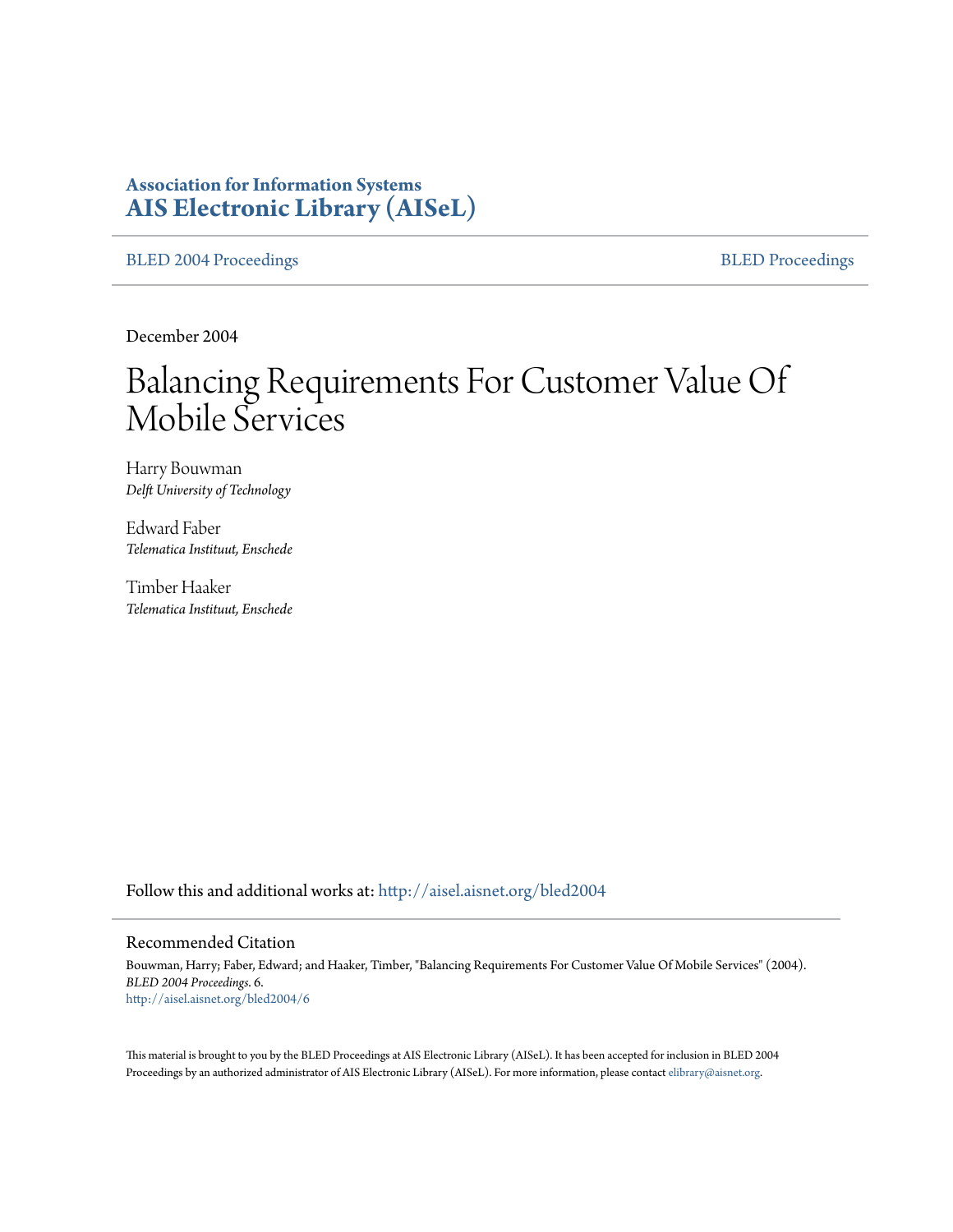**Association for Information Systems**
**AIS Electronic Library (AISeL)**

BLED 2004 Proceedings | BLED Proceedings

December 2004

# Balancing Requirements For Customer Value Of Mobile Services

Harry Bouwman
*Delft University of Technology*

Edward Faber
*Telematica Instituut, Enschede*

Timber Haaker
*Telematica Instituut, Enschede*

Follow this and additional works at: http://aisel.aisnet.org/bled2004

## Recommended Citation

Bouwman, Harry; Faber, Edward; and Haaker, Timber, "Balancing Requirements For Customer Value Of Mobile Services" (2004). *BLED 2004 Proceedings*. 6.
http://aisel.aisnet.org/bled2004/6

This material is brought to you by the BLED Proceedings at AIS Electronic Library (AISeL). It has been accepted for inclusion in BLED 2004 Proceedings by an authorized administrator of AIS Electronic Library (AISeL). For more information, please contact elibrary@aisnet.org.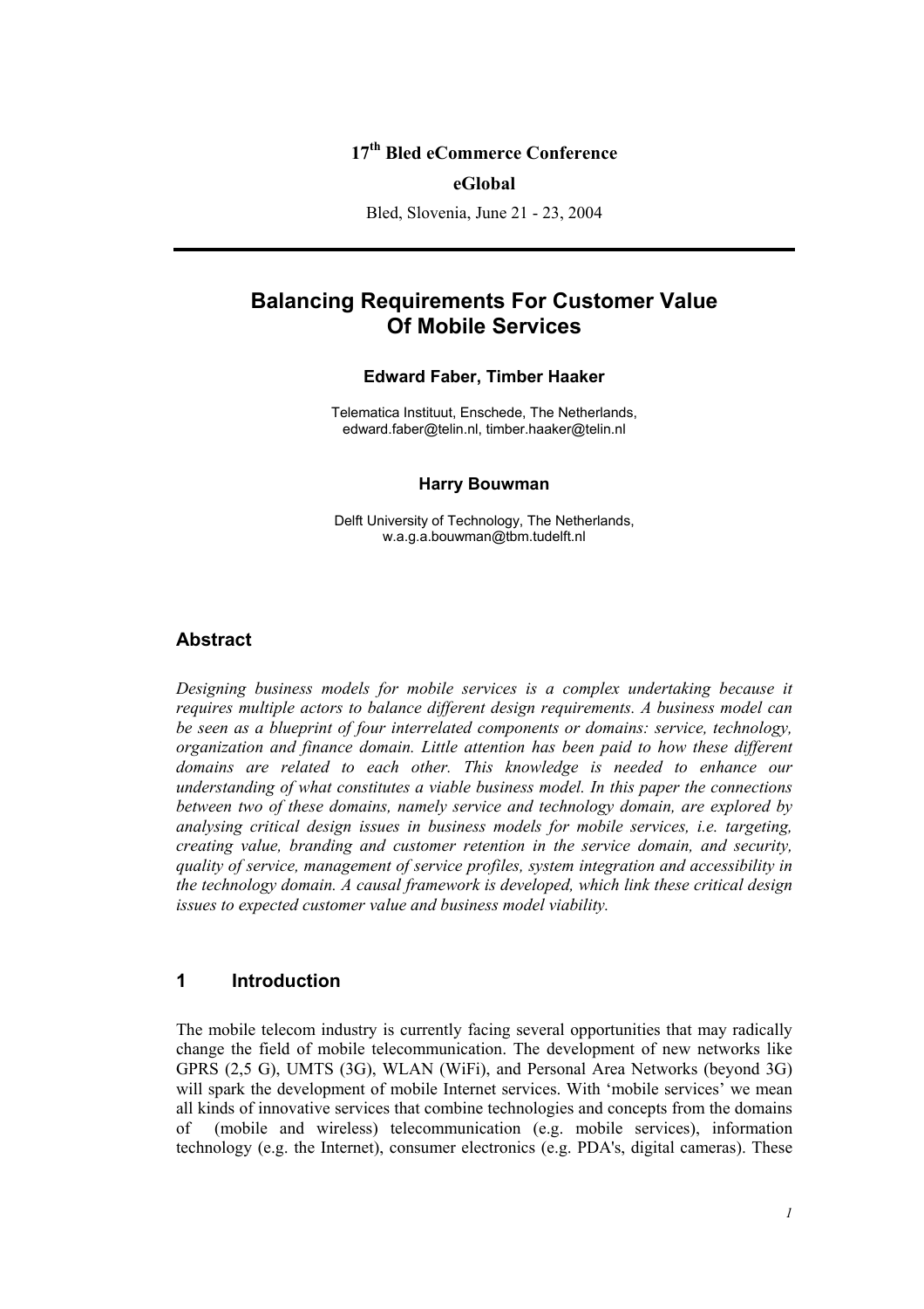**17th Bled eCommerce Conference**

**eGlobal**

Bled, Slovenia, June 21 - 23, 2004

# Balancing Requirements For Customer Value Of Mobile Services

**Edward Faber, Timber Haaker**

Telematica Instituut, Enschede, The Netherlands,
edward.faber@telin.nl, timber.haaker@telin.nl

**Harry Bouwman**

Delft University of Technology, The Netherlands,
w.a.g.a.bouwman@tbm.tudelft.nl

## Abstract

*Designing business models for mobile services is a complex undertaking because it requires multiple actors to balance different design requirements. A business model can be seen as a blueprint of four interrelated components or domains: service, technology, organization and finance domain. Little attention has been paid to how these different domains are related to each other. This knowledge is needed to enhance our understanding of what constitutes a viable business model. In this paper the connections between two of these domains, namely service and technology domain, are explored by analysing critical design issues in business models for mobile services, i.e. targeting, creating value, branding and customer retention in the service domain, and security, quality of service, management of service profiles, system integration and accessibility in the technology domain. A causal framework is developed, which link these critical design issues to expected customer value and business model viability.*

## 1 Introduction

The mobile telecom industry is currently facing several opportunities that may radically change the field of mobile telecommunication. The development of new networks like GPRS (2,5 G), UMTS (3G), WLAN (WiFi), and Personal Area Networks (beyond 3G) will spark the development of mobile Internet services. With 'mobile services' we mean all kinds of innovative services that combine technologies and concepts from the domains of (mobile and wireless) telecommunication (e.g. mobile services), information technology (e.g. the Internet), consumer electronics (e.g. PDA's, digital cameras). These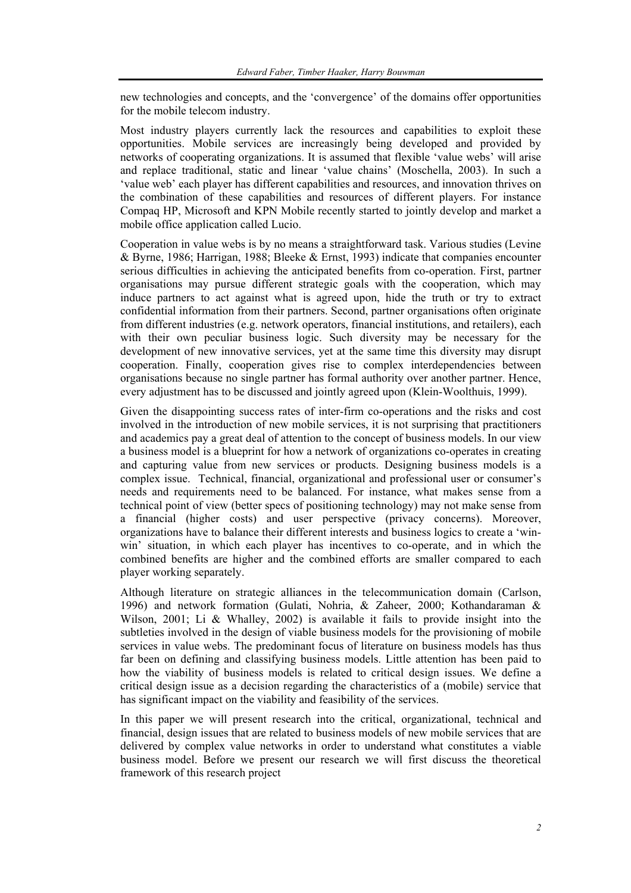new technologies and concepts, and the 'convergence' of the domains offer opportunities for the mobile telecom industry.

Most industry players currently lack the resources and capabilities to exploit these opportunities. Mobile services are increasingly being developed and provided by networks of cooperating organizations. It is assumed that flexible 'value webs' will arise and replace traditional, static and linear 'value chains' (Moschella, 2003). In such a 'value web' each player has different capabilities and resources, and innovation thrives on the combination of these capabilities and resources of different players. For instance Compaq HP, Microsoft and KPN Mobile recently started to jointly develop and market a mobile office application called Lucio.

Cooperation in value webs is by no means a straightforward task. Various studies (Levine & Byrne, 1986; Harrigan, 1988; Bleeke & Ernst, 1993) indicate that companies encounter serious difficulties in achieving the anticipated benefits from co-operation. First, partner organisations may pursue different strategic goals with the cooperation, which may induce partners to act against what is agreed upon, hide the truth or try to extract confidential information from their partners. Second, partner organisations often originate from different industries (e.g. network operators, financial institutions, and retailers), each with their own peculiar business logic. Such diversity may be necessary for the development of new innovative services, yet at the same time this diversity may disrupt cooperation. Finally, cooperation gives rise to complex interdependencies between organisations because no single partner has formal authority over another partner. Hence, every adjustment has to be discussed and jointly agreed upon (Klein-Woolthuis, 1999).

Given the disappointing success rates of inter-firm co-operations and the risks and cost involved in the introduction of new mobile services, it is not surprising that practitioners and academics pay a great deal of attention to the concept of business models. In our view a business model is a blueprint for how a network of organizations co-operates in creating and capturing value from new services or products. Designing business models is a complex issue. Technical, financial, organizational and professional user or consumer's needs and requirements need to be balanced. For instance, what makes sense from a technical point of view (better specs of positioning technology) may not make sense from a financial (higher costs) and user perspective (privacy concerns). Moreover, organizations have to balance their different interests and business logics to create a 'win-win' situation, in which each player has incentives to co-operate, and in which the combined benefits are higher and the combined efforts are smaller compared to each player working separately.

Although literature on strategic alliances in the telecommunication domain (Carlson, 1996) and network formation (Gulati, Nohria, & Zaheer, 2000; Kothandaraman & Wilson, 2001; Li & Whalley, 2002) is available it fails to provide insight into the subtleties involved in the design of viable business models for the provisioning of mobile services in value webs. The predominant focus of literature on business models has thus far been on defining and classifying business models. Little attention has been paid to how the viability of business models is related to critical design issues. We define a critical design issue as a decision regarding the characteristics of a (mobile) service that has significant impact on the viability and feasibility of the services.

In this paper we will present research into the critical, organizational, technical and financial, design issues that are related to business models of new mobile services that are delivered by complex value networks in order to understand what constitutes a viable business model. Before we present our research we will first discuss the theoretical framework of this research project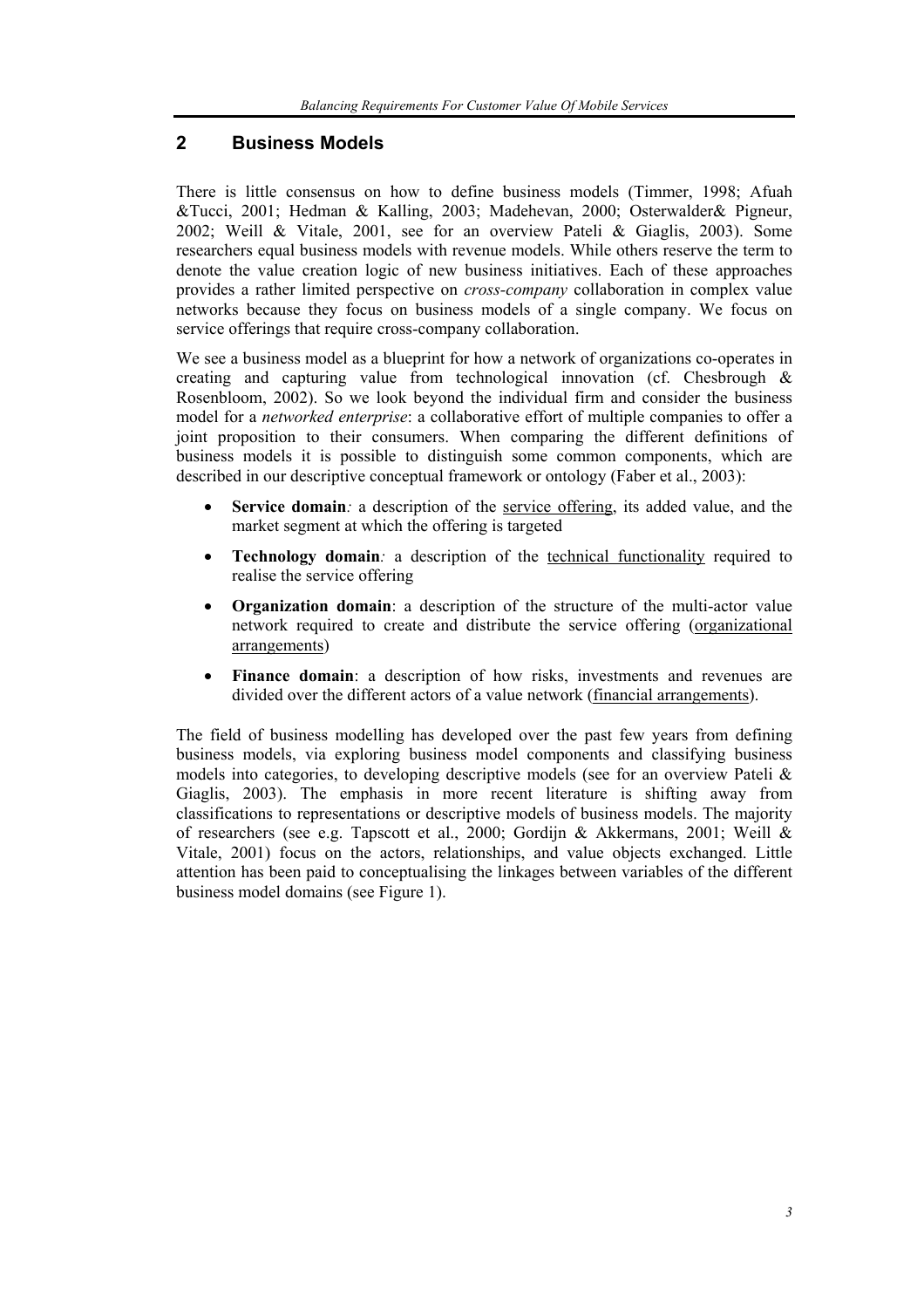## 2 Business Models

There is little consensus on how to define business models (Timmer, 1998; Afuah &Tucci, 2001; Hedman & Kalling, 2003; Madehevan, 2000; Osterwalder& Pigneur, 2002; Weill & Vitale, 2001, see for an overview Pateli & Giaglis, 2003). Some researchers equal business models with revenue models. While others reserve the term to denote the value creation logic of new business initiatives. Each of these approaches provides a rather limited perspective on *cross-company* collaboration in complex value networks because they focus on business models of a single company. We focus on service offerings that require cross-company collaboration.

We see a business model as a blueprint for how a network of organizations co-operates in creating and capturing value from technological innovation (cf. Chesbrough & Rosenbloom, 2002). So we look beyond the individual firm and consider the business model for a *networked enterprise*: a collaborative effort of multiple companies to offer a joint proposition to their consumers. When comparing the different definitions of business models it is possible to distinguish some common components, which are described in our descriptive conceptual framework or ontology (Faber et al., 2003):

- **Service domain***:* a description of the <u>service offering</u>, its added value, and the market segment at which the offering is targeted
- **Technology domain***:* a description of the <u>technical functionality</u> required to realise the service offering
- **Organization domain**: a description of the structure of the multi-actor value network required to create and distribute the service offering (<u>organizational arrangements</u>)
- **Finance domain**: a description of how risks, investments and revenues are divided over the different actors of a value network (<u>financial arrangements</u>).

The field of business modelling has developed over the past few years from defining business models, via exploring business model components and classifying business models into categories, to developing descriptive models (see for an overview Pateli & Giaglis, 2003). The emphasis in more recent literature is shifting away from classifications to representations or descriptive models of business models. The majority of researchers (see e.g. Tapscott et al., 2000; Gordijn & Akkermans, 2001; Weill & Vitale, 2001) focus on the actors, relationships, and value objects exchanged. Little attention has been paid to conceptualising the linkages between variables of the different business model domains (see Figure 1).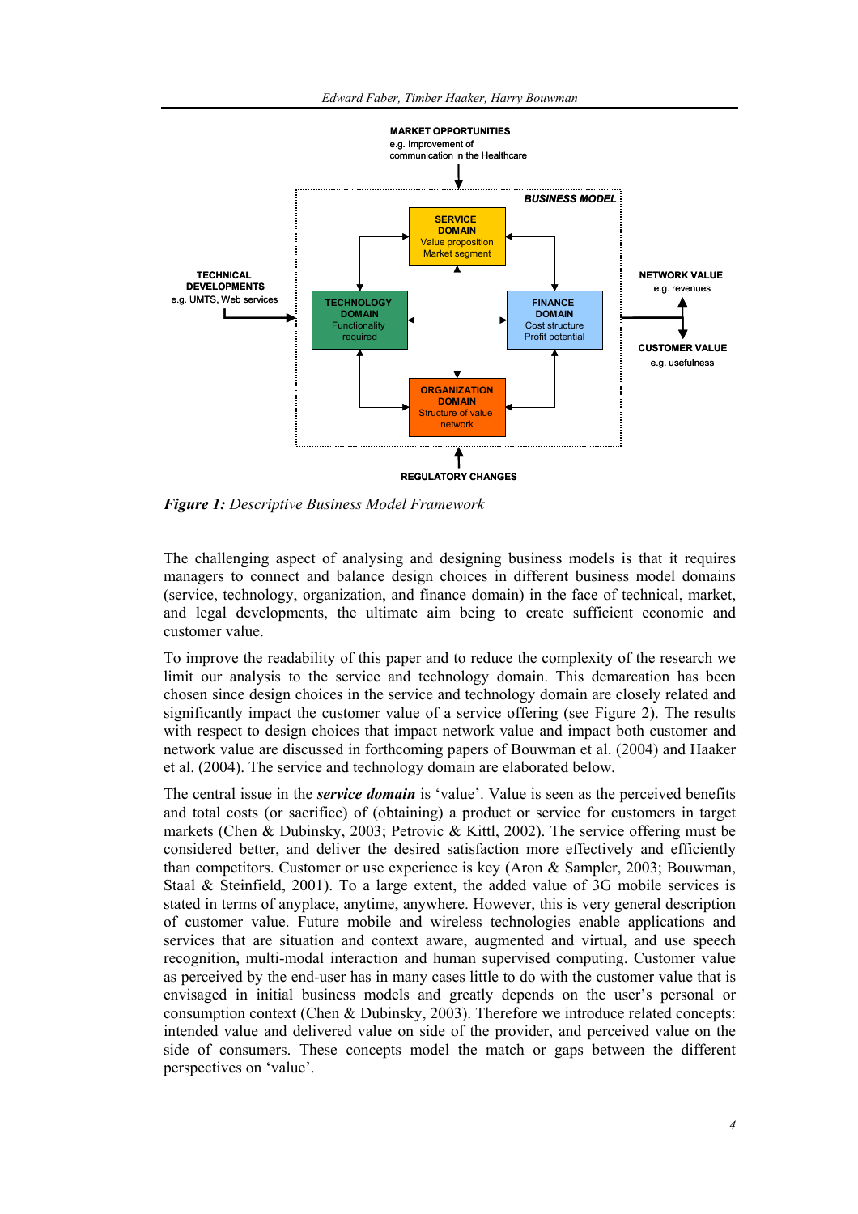**Figure 1:** *Descriptive Business Model Framework*

The challenging aspect of analysing and designing business models is that it requires managers to connect and balance design choices in different business model domains (service, technology, organization, and finance domain) in the face of technical, market, and legal developments, the ultimate aim being to create sufficient economic and customer value.

To improve the readability of this paper and to reduce the complexity of the research we limit our analysis to the service and technology domain. This demarcation has been chosen since design choices in the service and technology domain are closely related and significantly impact the customer value of a service offering (see Figure 2). The results with respect to design choices that impact network value and impact both customer and network value are discussed in forthcoming papers of Bouwman et al. (2004) and Haaker et al. (2004). The service and technology domain are elaborated below.

The central issue in the ***service domain*** is 'value'. Value is seen as the perceived benefits and total costs (or sacrifice) of (obtaining) a product or service for customers in target markets (Chen & Dubinsky, 2003; Petrovic & Kittl, 2002). The service offering must be considered better, and deliver the desired satisfaction more effectively and efficiently than competitors. Customer or use experience is key (Aron & Sampler, 2003; Bouwman, Staal & Steinfield, 2001). To a large extent, the added value of 3G mobile services is stated in terms of anyplace, anytime, anywhere. However, this is very general description of customer value. Future mobile and wireless technologies enable applications and services that are situation and context aware, augmented and virtual, and use speech recognition, multi-modal interaction and human supervised computing. Customer value as perceived by the end-user has in many cases little to do with the customer value that is envisaged in initial business models and greatly depends on the user's personal or consumption context (Chen & Dubinsky, 2003). Therefore we introduce related concepts: intended value and delivered value on side of the provider, and perceived value on the side of consumers. These concepts model the match or gaps between the different perspectives on 'value'.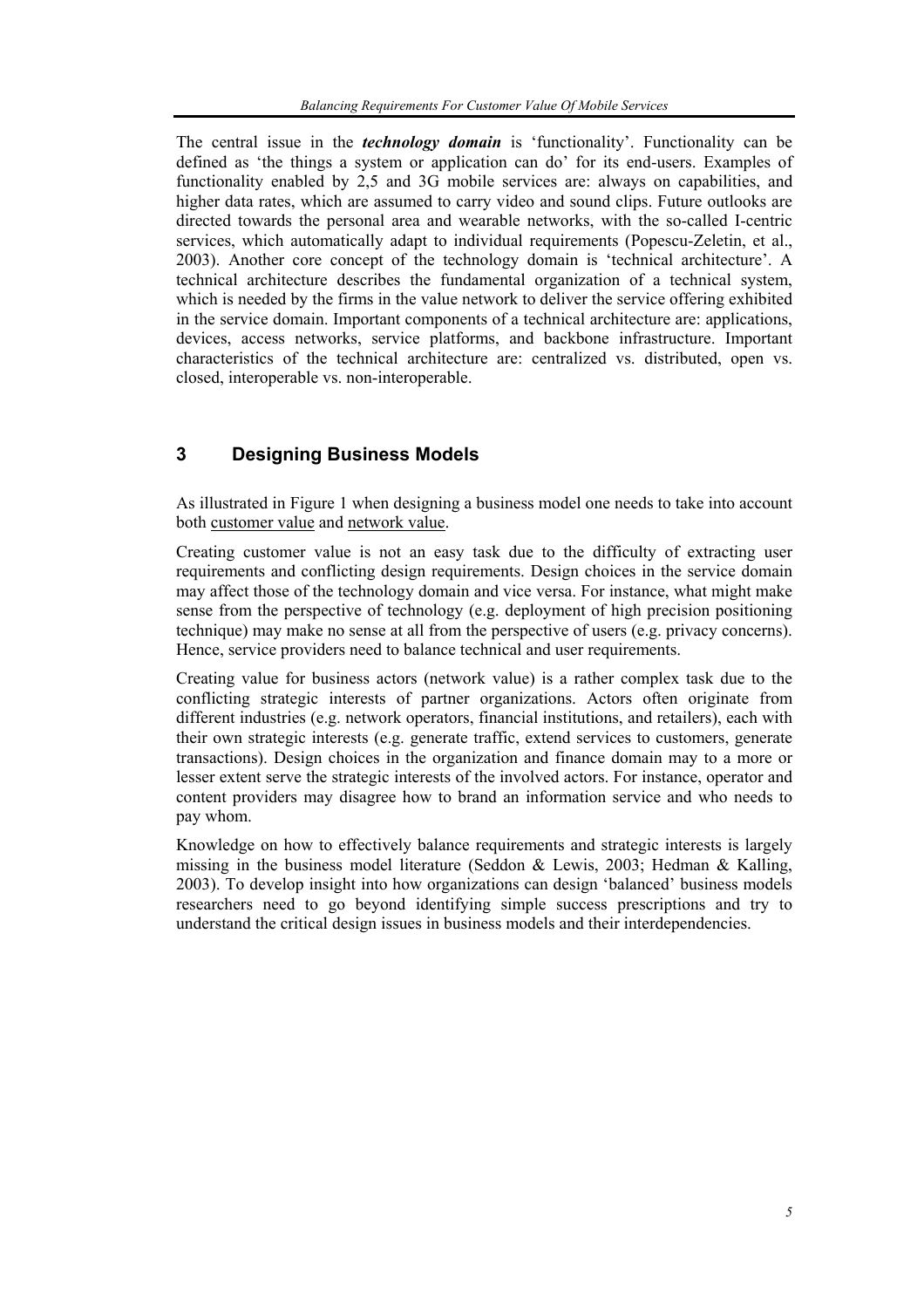The central issue in the ***technology domain*** is 'functionality'. Functionality can be defined as 'the things a system or application can do' for its end-users. Examples of functionality enabled by 2,5 and 3G mobile services are: always on capabilities, and higher data rates, which are assumed to carry video and sound clips. Future outlooks are directed towards the personal area and wearable networks, with the so-called I-centric services, which automatically adapt to individual requirements (Popescu-Zeletin, et al., 2003). Another core concept of the technology domain is 'technical architecture'. A technical architecture describes the fundamental organization of a technical system, which is needed by the firms in the value network to deliver the service offering exhibited in the service domain. Important components of a technical architecture are: applications, devices, access networks, service platforms, and backbone infrastructure. Important characteristics of the technical architecture are: centralized vs. distributed, open vs. closed, interoperable vs. non-interoperable.

## 3 Designing Business Models

As illustrated in Figure 1 when designing a business model one needs to take into account both customer value and network value.

Creating customer value is not an easy task due to the difficulty of extracting user requirements and conflicting design requirements. Design choices in the service domain may affect those of the technology domain and vice versa. For instance, what might make sense from the perspective of technology (e.g. deployment of high precision positioning technique) may make no sense at all from the perspective of users (e.g. privacy concerns). Hence, service providers need to balance technical and user requirements.

Creating value for business actors (network value) is a rather complex task due to the conflicting strategic interests of partner organizations. Actors often originate from different industries (e.g. network operators, financial institutions, and retailers), each with their own strategic interests (e.g. generate traffic, extend services to customers, generate transactions). Design choices in the organization and finance domain may to a more or lesser extent serve the strategic interests of the involved actors. For instance, operator and content providers may disagree how to brand an information service and who needs to pay whom.

Knowledge on how to effectively balance requirements and strategic interests is largely missing in the business model literature (Seddon & Lewis, 2003; Hedman & Kalling, 2003). To develop insight into how organizations can design 'balanced' business models researchers need to go beyond identifying simple success prescriptions and try to understand the critical design issues in business models and their interdependencies.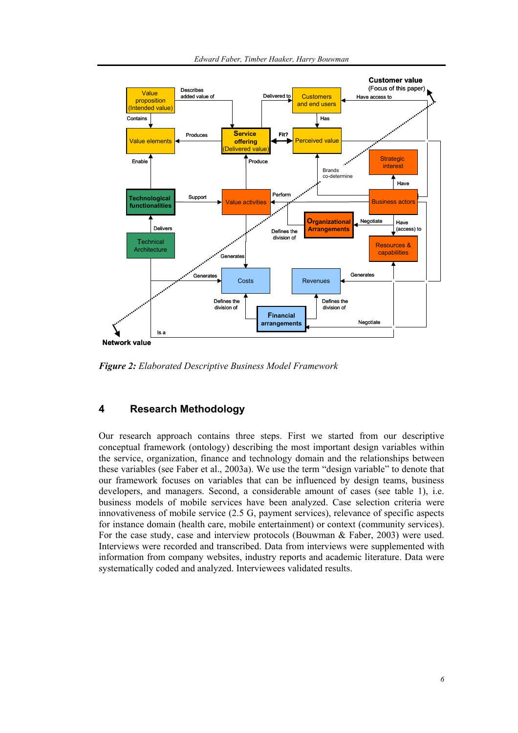*Figure 2: Elaborated Descriptive Business Model Framework*

## 4 Research Methodology

Our research approach contains three steps. First we started from our descriptive conceptual framework (ontology) describing the most important design variables within the service, organization, finance and technology domain and the relationships between these variables (see Faber et al., 2003a). We use the term "design variable" to denote that our framework focuses on variables that can be influenced by design teams, business developers, and managers. Second, a considerable amount of cases (see table 1), i.e. business models of mobile services have been analyzed. Case selection criteria were innovativeness of mobile service (2.5 G, payment services), relevance of specific aspects for instance domain (health care, mobile entertainment) or context (community services). For the case study, case and interview protocols (Bouwman & Faber, 2003) were used. Interviews were recorded and transcribed. Data from interviews were supplemented with information from company websites, industry reports and academic literature. Data were systematically coded and analyzed. Interviewees validated results.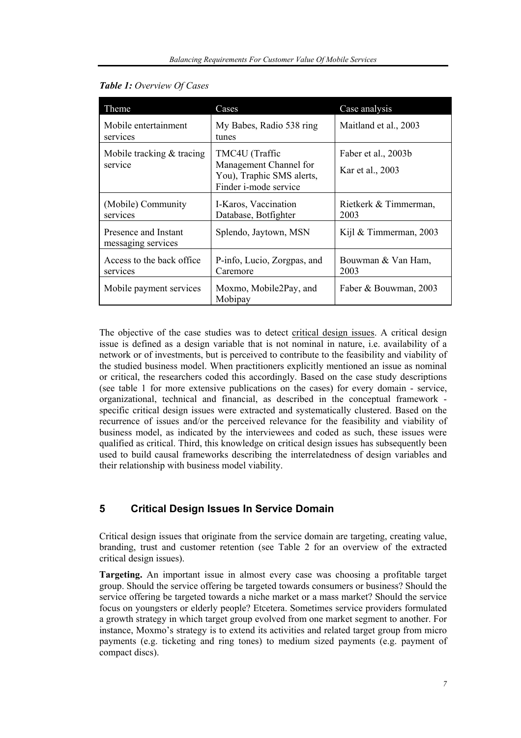*Table 1: Overview Of Cases*

| Theme | Cases | Case analysis |
|---|---|---|
| Mobile entertainment services | My Babes, Radio 538 ring tunes | Maitland et al., 2003 |
| Mobile tracking & tracing service | TMC4U (Traffic Management Channel for You), Traphic SMS alerts, Finder i-mode service | Faber et al., 2003b<br>Kar et al., 2003 |
| (Mobile) Community services | I-Karos, Vaccination Database, Botfighter | Rietkerk & Timmerman, 2003 |
| Presence and Instant messaging services | Splendo, Jaytown, MSN | Kijl & Timmerman, 2003 |
| Access to the back office services | P-info, Lucio, Zorgpas, and Caremore | Bouwman & Van Ham, 2003 |
| Mobile payment services | Moxmo, Mobile2Pay, and Mobipay | Faber & Bouwman, 2003 |

The objective of the case studies was to detect critical design issues. A critical design issue is defined as a design variable that is not nominal in nature, i.e. availability of a network or of investments, but is perceived to contribute to the feasibility and viability of the studied business model. When practitioners explicitly mentioned an issue as nominal or critical, the researchers coded this accordingly. Based on the case study descriptions (see table 1 for more extensive publications on the cases) for every domain - service, organizational, technical and financial, as described in the conceptual framework - specific critical design issues were extracted and systematically clustered. Based on the recurrence of issues and/or the perceived relevance for the feasibility and viability of business model, as indicated by the interviewees and coded as such, these issues were qualified as critical. Third, this knowledge on critical design issues has subsequently been used to build causal frameworks describing the interrelatedness of design variables and their relationship with business model viability.

## 5 Critical Design Issues In Service Domain

Critical design issues that originate from the service domain are targeting, creating value, branding, trust and customer retention (see Table 2 for an overview of the extracted critical design issues).

**Targeting.** An important issue in almost every case was choosing a profitable target group. Should the service offering be targeted towards consumers or business? Should the service offering be targeted towards a niche market or a mass market? Should the service focus on youngsters or elderly people? Etcetera. Sometimes service providers formulated a growth strategy in which target group evolved from one market segment to another. For instance, Moxmo's strategy is to extend its activities and related target group from micro payments (e.g. ticketing and ring tones) to medium sized payments (e.g. payment of compact discs).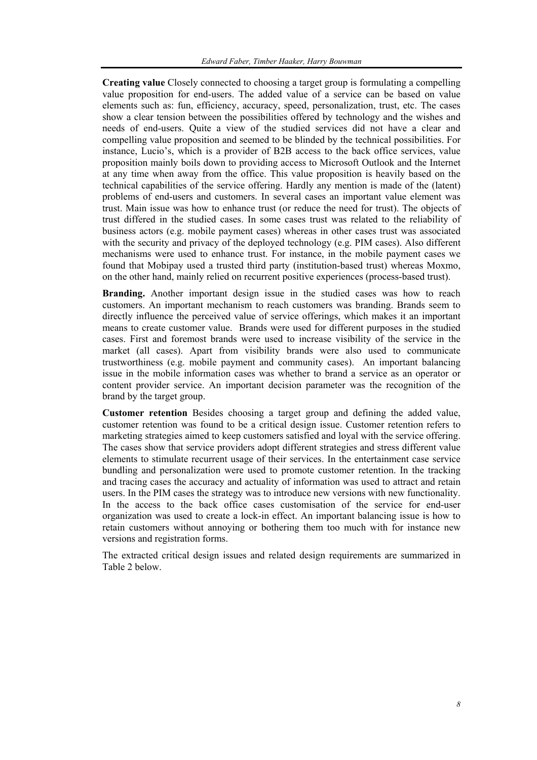**Creating value** Closely connected to choosing a target group is formulating a compelling value proposition for end-users. The added value of a service can be based on value elements such as: fun, efficiency, accuracy, speed, personalization, trust, etc. The cases show a clear tension between the possibilities offered by technology and the wishes and needs of end-users. Quite a view of the studied services did not have a clear and compelling value proposition and seemed to be blinded by the technical possibilities. For instance, Lucio's, which is a provider of B2B access to the back office services, value proposition mainly boils down to providing access to Microsoft Outlook and the Internet at any time when away from the office. This value proposition is heavily based on the technical capabilities of the service offering. Hardly any mention is made of the (latent) problems of end-users and customers. In several cases an important value element was trust. Main issue was how to enhance trust (or reduce the need for trust). The objects of trust differed in the studied cases. In some cases trust was related to the reliability of business actors (e.g. mobile payment cases) whereas in other cases trust was associated with the security and privacy of the deployed technology (e.g. PIM cases). Also different mechanisms were used to enhance trust. For instance, in the mobile payment cases we found that Mobipay used a trusted third party (institution-based trust) whereas Moxmo, on the other hand, mainly relied on recurrent positive experiences (process-based trust).

**Branding.** Another important design issue in the studied cases was how to reach customers. An important mechanism to reach customers was branding. Brands seem to directly influence the perceived value of service offerings, which makes it an important means to create customer value. Brands were used for different purposes in the studied cases. First and foremost brands were used to increase visibility of the service in the market (all cases). Apart from visibility brands were also used to communicate trustworthiness (e.g. mobile payment and community cases). An important balancing issue in the mobile information cases was whether to brand a service as an operator or content provider service. An important decision parameter was the recognition of the brand by the target group.

**Customer retention** Besides choosing a target group and defining the added value, customer retention was found to be a critical design issue. Customer retention refers to marketing strategies aimed to keep customers satisfied and loyal with the service offering. The cases show that service providers adopt different strategies and stress different value elements to stimulate recurrent usage of their services. In the entertainment case service bundling and personalization were used to promote customer retention. In the tracking and tracing cases the accuracy and actuality of information was used to attract and retain users. In the PIM cases the strategy was to introduce new versions with new functionality. In the access to the back office cases customisation of the service for end-user organization was used to create a lock-in effect. An important balancing issue is how to retain customers without annoying or bothering them too much with for instance new versions and registration forms.

The extracted critical design issues and related design requirements are summarized in Table 2 below.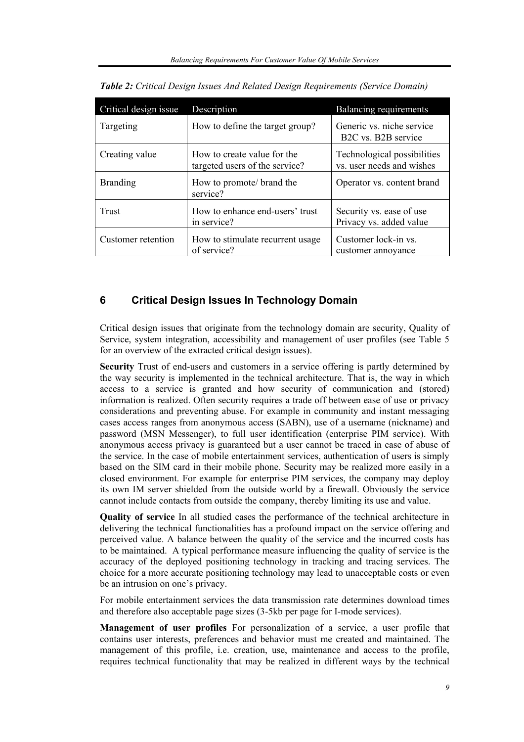*Table 2: Critical Design Issues And Related Design Requirements (Service Domain)*

| Critical design issue | Description | Balancing requirements |
|---|---|---|
| Targeting | How to define the target group? | Generic vs. niche service<br>B2C vs. B2B service |
| Creating value | How to create value for the targeted users of the service? | Technological possibilities vs. user needs and wishes |
| Branding | How to promote/ brand the service? | Operator vs. content brand |
| Trust | How to enhance end-users' trust in service? | Security vs. ease of use<br>Privacy vs. added value |
| Customer retention | How to stimulate recurrent usage of service? | Customer lock-in vs. customer annoyance |

## 6 Critical Design Issues In Technology Domain

Critical design issues that originate from the technology domain are security, Quality of Service, system integration, accessibility and management of user profiles (see Table 5 for an overview of the extracted critical design issues).

**Security** Trust of end-users and customers in a service offering is partly determined by the way security is implemented in the technical architecture. That is, the way in which access to a service is granted and how security of communication and (stored) information is realized. Often security requires a trade off between ease of use or privacy considerations and preventing abuse. For example in community and instant messaging cases access ranges from anonymous access (SABN), use of a username (nickname) and password (MSN Messenger), to full user identification (enterprise PIM service). With anonymous access privacy is guaranteed but a user cannot be traced in case of abuse of the service. In the case of mobile entertainment services, authentication of users is simply based on the SIM card in their mobile phone. Security may be realized more easily in a closed environment. For example for enterprise PIM services, the company may deploy its own IM server shielded from the outside world by a firewall. Obviously the service cannot include contacts from outside the company, thereby limiting its use and value.

**Quality of service** In all studied cases the performance of the technical architecture in delivering the technical functionalities has a profound impact on the service offering and perceived value. A balance between the quality of the service and the incurred costs has to be maintained. A typical performance measure influencing the quality of service is the accuracy of the deployed positioning technology in tracking and tracing services. The choice for a more accurate positioning technology may lead to unacceptable costs or even be an intrusion on one's privacy.

For mobile entertainment services the data transmission rate determines download times and therefore also acceptable page sizes (3-5kb per page for I-mode services).

**Management of user profiles** For personalization of a service, a user profile that contains user interests, preferences and behavior must me created and maintained. The management of this profile, i.e. creation, use, maintenance and access to the profile, requires technical functionality that may be realized in different ways by the technical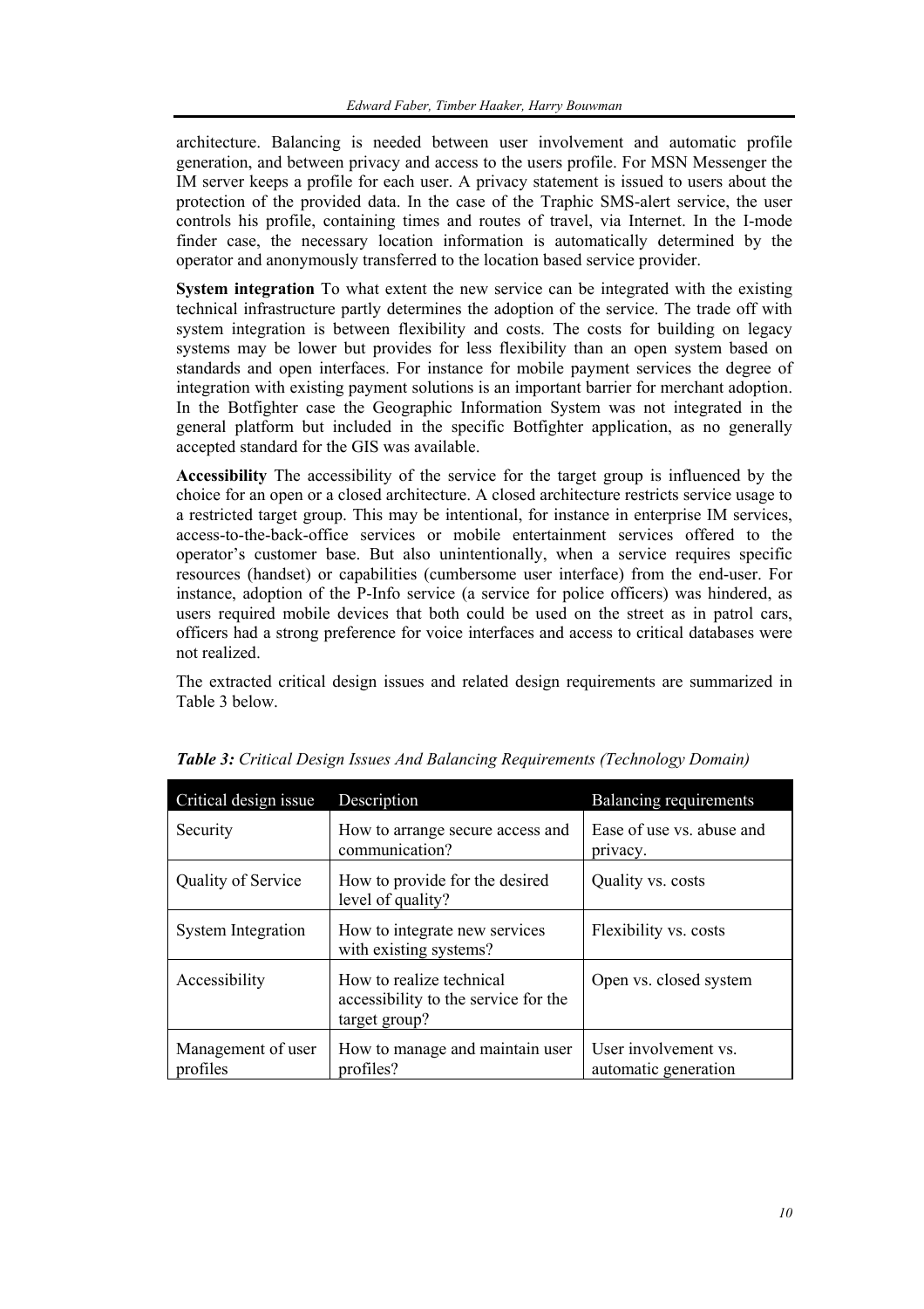architecture. Balancing is needed between user involvement and automatic profile generation, and between privacy and access to the users profile. For MSN Messenger the IM server keeps a profile for each user. A privacy statement is issued to users about the protection of the provided data. In the case of the Traphic SMS-alert service, the user controls his profile, containing times and routes of travel, via Internet. In the I-mode finder case, the necessary location information is automatically determined by the operator and anonymously transferred to the location based service provider.

**System integration** To what extent the new service can be integrated with the existing technical infrastructure partly determines the adoption of the service. The trade off with system integration is between flexibility and costs. The costs for building on legacy systems may be lower but provides for less flexibility than an open system based on standards and open interfaces. For instance for mobile payment services the degree of integration with existing payment solutions is an important barrier for merchant adoption. In the Botfighter case the Geographic Information System was not integrated in the general platform but included in the specific Botfighter application, as no generally accepted standard for the GIS was available.

**Accessibility** The accessibility of the service for the target group is influenced by the choice for an open or a closed architecture. A closed architecture restricts service usage to a restricted target group. This may be intentional, for instance in enterprise IM services, access-to-the-back-office services or mobile entertainment services offered to the operator's customer base. But also unintentionally, when a service requires specific resources (handset) or capabilities (cumbersome user interface) from the end-user. For instance, adoption of the P-Info service (a service for police officers) was hindered, as users required mobile devices that both could be used on the street as in patrol cars, officers had a strong preference for voice interfaces and access to critical databases were not realized.

The extracted critical design issues and related design requirements are summarized in Table 3 below.

***Table 3:*** *Critical Design Issues And Balancing Requirements (Technology Domain)*

| Critical design issue | Description | Balancing requirements |
|---|---|---|
| Security | How to arrange secure access and communication? | Ease of use vs. abuse and privacy. |
| Quality of Service | How to provide for the desired level of quality? | Quality vs. costs |
| System Integration | How to integrate new services with existing systems? | Flexibility vs. costs |
| Accessibility | How to realize technical accessibility to the service for the target group? | Open vs. closed system |
| Management of user profiles | How to manage and maintain user profiles? | User involvement vs. automatic generation |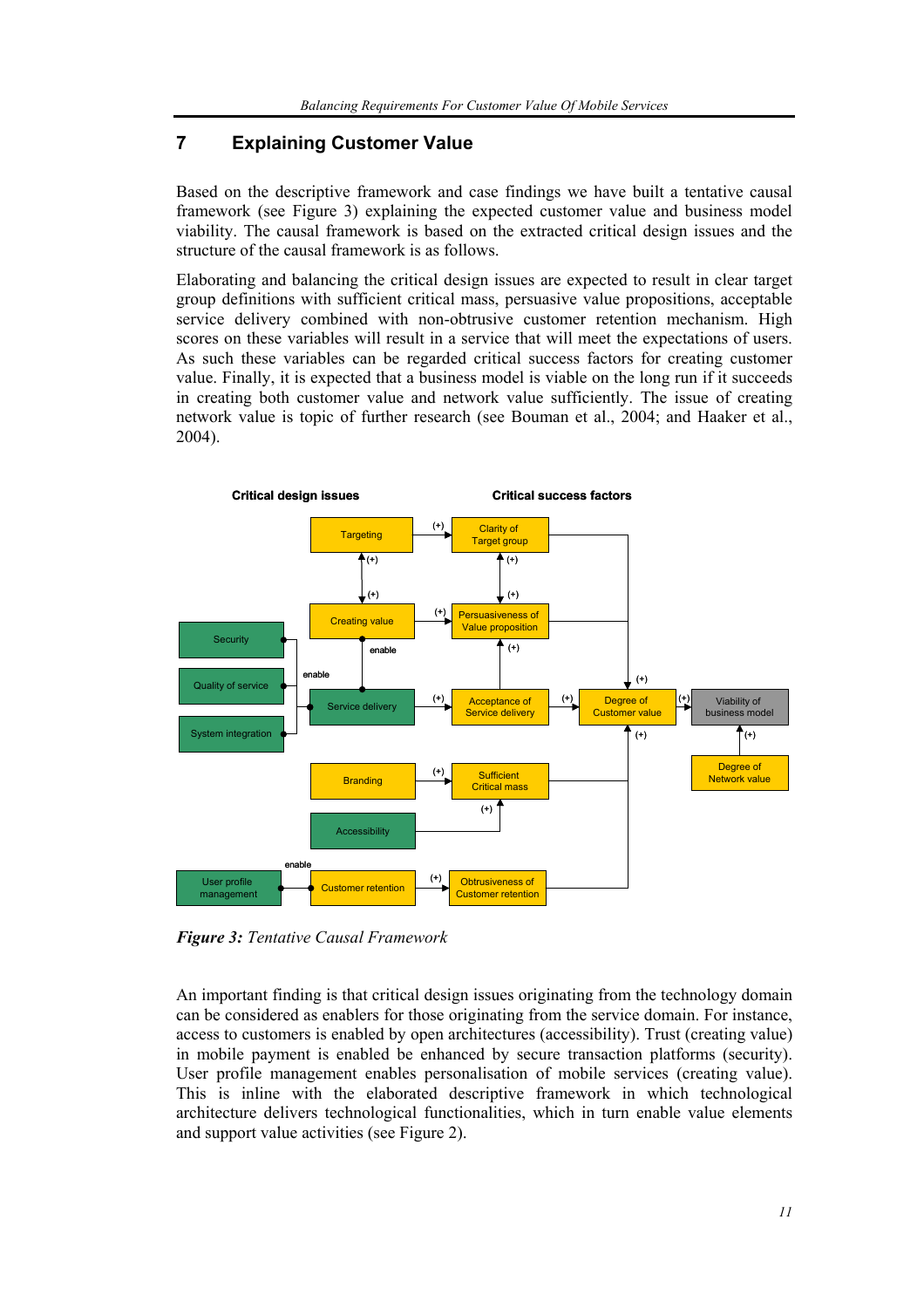## 7 Explaining Customer Value

Based on the descriptive framework and case findings we have built a tentative causal framework (see Figure 3) explaining the expected customer value and business model viability. The causal framework is based on the extracted critical design issues and the structure of the causal framework is as follows.

Elaborating and balancing the critical design issues are expected to result in clear target group definitions with sufficient critical mass, persuasive value propositions, acceptable service delivery combined with non-obtrusive customer retention mechanism. High scores on these variables will result in a service that will meet the expectations of users. As such these variables can be regarded critical success factors for creating customer value. Finally, it is expected that a business model is viable on the long run if it succeeds in creating both customer value and network value sufficiently. The issue of creating network value is topic of further research (see Bouman et al., 2004; and Haaker et al., 2004).

*Figure 3: Tentative Causal Framework*

An important finding is that critical design issues originating from the technology domain can be considered as enablers for those originating from the service domain. For instance, access to customers is enabled by open architectures (accessibility). Trust (creating value) in mobile payment is enabled be enhanced by secure transaction platforms (security). User profile management enables personalisation of mobile services (creating value). This is inline with the elaborated descriptive framework in which technological architecture delivers technological functionalities, which in turn enable value elements and support value activities (see Figure 2).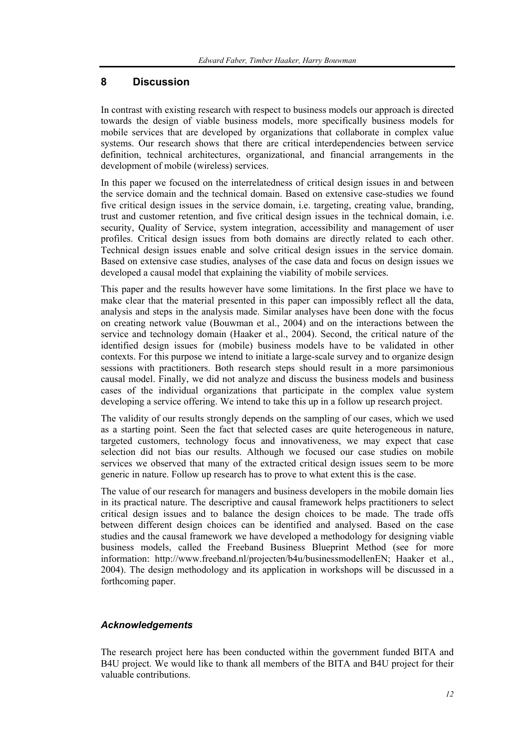## 8 Discussion

In contrast with existing research with respect to business models our approach is directed towards the design of viable business models, more specifically business models for mobile services that are developed by organizations that collaborate in complex value systems. Our research shows that there are critical interdependencies between service definition, technical architectures, organizational, and financial arrangements in the development of mobile (wireless) services.

In this paper we focused on the interrelatedness of critical design issues in and between the service domain and the technical domain. Based on extensive case-studies we found five critical design issues in the service domain, i.e. targeting, creating value, branding, trust and customer retention, and five critical design issues in the technical domain, i.e. security, Quality of Service, system integration, accessibility and management of user profiles. Critical design issues from both domains are directly related to each other. Technical design issues enable and solve critical design issues in the service domain. Based on extensive case studies, analyses of the case data and focus on design issues we developed a causal model that explaining the viability of mobile services.

This paper and the results however have some limitations. In the first place we have to make clear that the material presented in this paper can impossibly reflect all the data, analysis and steps in the analysis made. Similar analyses have been done with the focus on creating network value (Bouwman et al., 2004) and on the interactions between the service and technology domain (Haaker et al., 2004). Second, the critical nature of the identified design issues for (mobile) business models have to be validated in other contexts. For this purpose we intend to initiate a large-scale survey and to organize design sessions with practitioners. Both research steps should result in a more parsimonious causal model. Finally, we did not analyze and discuss the business models and business cases of the individual organizations that participate in the complex value system developing a service offering. We intend to take this up in a follow up research project.

The validity of our results strongly depends on the sampling of our cases, which we used as a starting point. Seen the fact that selected cases are quite heterogeneous in nature, targeted customers, technology focus and innovativeness, we may expect that case selection did not bias our results. Although we focused our case studies on mobile services we observed that many of the extracted critical design issues seem to be more generic in nature. Follow up research has to prove to what extent this is the case.

The value of our research for managers and business developers in the mobile domain lies in its practical nature. The descriptive and causal framework helps practitioners to select critical design issues and to balance the design choices to be made. The trade offs between different design choices can be identified and analysed. Based on the case studies and the causal framework we have developed a methodology for designing viable business models, called the Freeband Business Blueprint Method (see for more information: http://www.freeband.nl/projecten/b4u/businessmodellenEN; Haaker et al., 2004). The design methodology and its application in workshops will be discussed in a forthcoming paper.

### *Acknowledgements*

The research project here has been conducted within the government funded BITA and B4U project. We would like to thank all members of the BITA and B4U project for their valuable contributions.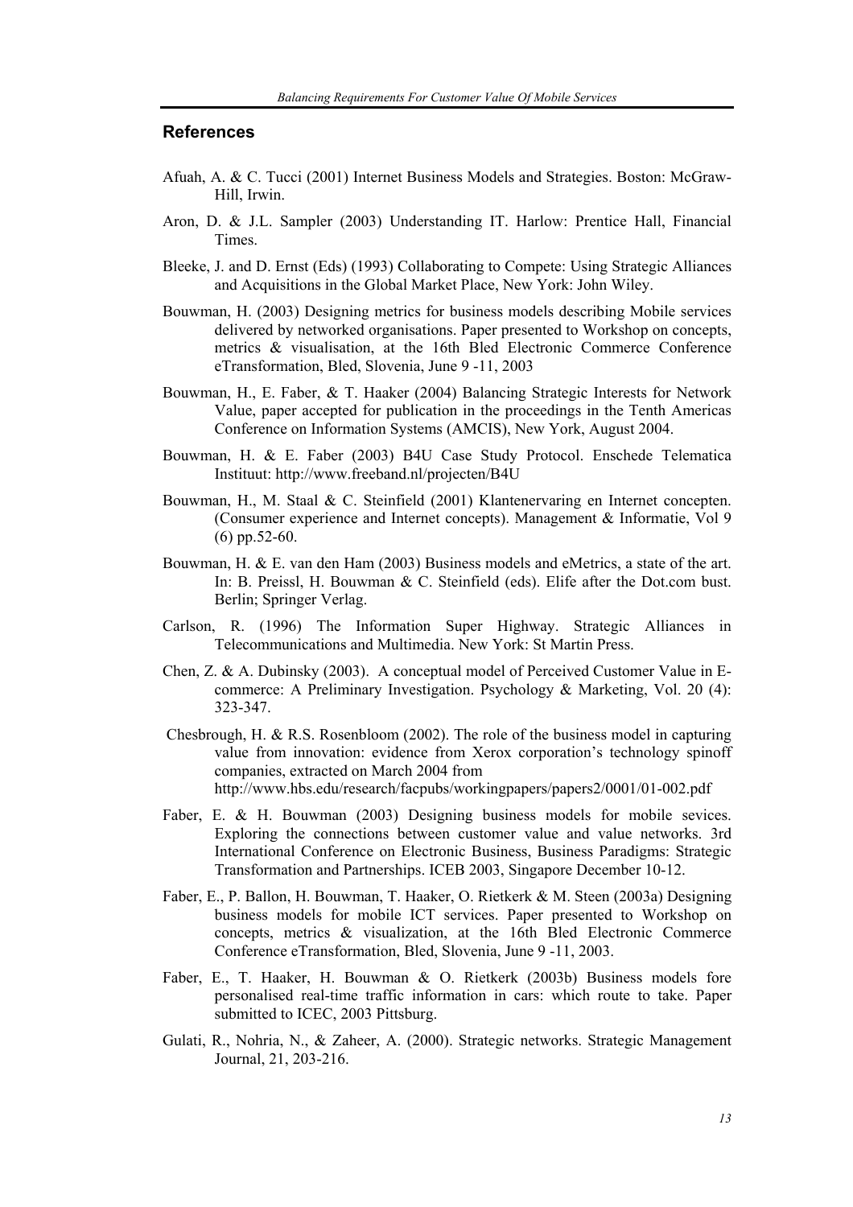## References

Afuah, A. & C. Tucci (2001) Internet Business Models and Strategies. Boston: McGraw-Hill, Irwin.

Aron, D. & J.L. Sampler (2003) Understanding IT. Harlow: Prentice Hall, Financial Times.

Bleeke, J. and D. Ernst (Eds) (1993) Collaborating to Compete: Using Strategic Alliances and Acquisitions in the Global Market Place, New York: John Wiley.

Bouwman, H. (2003) Designing metrics for business models describing Mobile services delivered by networked organisations. Paper presented to Workshop on concepts, metrics & visualisation, at the 16th Bled Electronic Commerce Conference eTransformation, Bled, Slovenia, June 9 -11, 2003

Bouwman, H., E. Faber, & T. Haaker (2004) Balancing Strategic Interests for Network Value, paper accepted for publication in the proceedings in the Tenth Americas Conference on Information Systems (AMCIS), New York, August 2004.

Bouwman, H. & E. Faber (2003) B4U Case Study Protocol. Enschede Telematica Instituut: http://www.freeband.nl/projecten/B4U

Bouwman, H., M. Staal & C. Steinfield (2001) Klantenervaring en Internet concepten. (Consumer experience and Internet concepts). Management & Informatie, Vol 9 (6) pp.52-60.

Bouwman, H. & E. van den Ham (2003) Business models and eMetrics, a state of the art. In: B. Preissl, H. Bouwman & C. Steinfield (eds). Elife after the Dot.com bust. Berlin; Springer Verlag.

Carlson, R. (1996) The Information Super Highway. Strategic Alliances in Telecommunications and Multimedia. New York: St Martin Press.

Chen, Z. & A. Dubinsky (2003). A conceptual model of Perceived Customer Value in E-commerce: A Preliminary Investigation. Psychology & Marketing, Vol. 20 (4): 323-347.

Chesbrough, H. & R.S. Rosenbloom (2002). The role of the business model in capturing value from innovation: evidence from Xerox corporation's technology spinoff companies, extracted on March 2004 from http://www.hbs.edu/research/facpubs/workingpapers/papers2/0001/01-002.pdf

Faber, E. & H. Bouwman (2003) Designing business models for mobile sevices. Exploring the connections between customer value and value networks. 3rd International Conference on Electronic Business, Business Paradigms: Strategic Transformation and Partnerships. ICEB 2003, Singapore December 10-12.

Faber, E., P. Ballon, H. Bouwman, T. Haaker, O. Rietkerk & M. Steen (2003a) Designing business models for mobile ICT services. Paper presented to Workshop on concepts, metrics & visualization, at the 16th Bled Electronic Commerce Conference eTransformation, Bled, Slovenia, June 9 -11, 2003.

Faber, E., T. Haaker, H. Bouwman & O. Rietkerk (2003b) Business models fore personalised real-time traffic information in cars: which route to take. Paper submitted to ICEC, 2003 Pittsburg.

Gulati, R., Nohria, N., & Zaheer, A. (2000). Strategic networks. Strategic Management Journal, 21, 203-216.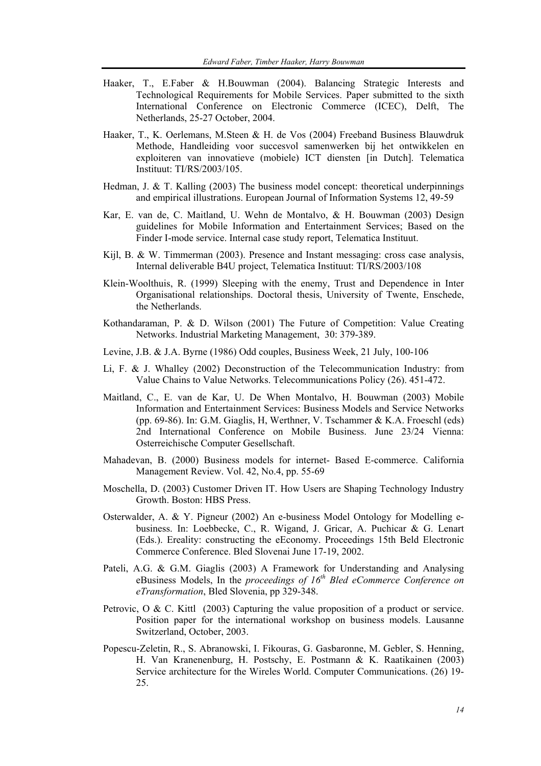Haaker, T., E.Faber & H.Bouwman (2004). Balancing Strategic Interests and Technological Requirements for Mobile Services. Paper submitted to the sixth International Conference on Electronic Commerce (ICEC), Delft, The Netherlands, 25-27 October, 2004.

Haaker, T., K. Oerlemans, M.Steen & H. de Vos (2004) Freeband Business Blauwdruk Methode, Handleiding voor succesvol samenwerken bij het ontwikkelen en exploiteren van innovatieve (mobiele) ICT diensten [in Dutch]. Telematica Instituut: TI/RS/2003/105.

Hedman, J. & T. Kalling (2003) The business model concept: theoretical underpinnings and empirical illustrations. European Journal of Information Systems 12, 49-59

Kar, E. van de, C. Maitland, U. Wehn de Montalvo, & H. Bouwman (2003) Design guidelines for Mobile Information and Entertainment Services; Based on the Finder I-mode service. Internal case study report, Telematica Instituut.

Kijl, B. & W. Timmerman (2003). Presence and Instant messaging: cross case analysis, Internal deliverable B4U project, Telematica Instituut: TI/RS/2003/108

Klein-Woolthuis, R. (1999) Sleeping with the enemy, Trust and Dependence in Inter Organisational relationships. Doctoral thesis, University of Twente, Enschede, the Netherlands.

Kothandaraman, P. & D. Wilson (2001) The Future of Competition: Value Creating Networks. Industrial Marketing Management, 30: 379-389.

Levine, J.B. & J.A. Byrne (1986) Odd couples, Business Week, 21 July, 100-106

Li, F. & J. Whalley (2002) Deconstruction of the Telecommunication Industry: from Value Chains to Value Networks. Telecommunications Policy (26). 451-472.

Maitland, C., E. van de Kar, U. De When Montalvo, H. Bouwman (2003) Mobile Information and Entertainment Services: Business Models and Service Networks (pp. 69-86). In: G.M. Giaglis, H, Werthner, V. Tschammer & K.A. Froeschl (eds) 2nd International Conference on Mobile Business. June 23/24 Vienna: Osterreichische Computer Gesellschaft.

Mahadevan, B. (2000) Business models for internet- Based E-commerce. California Management Review. Vol. 42, No.4, pp. 55-69

Moschella, D. (2003) Customer Driven IT. How Users are Shaping Technology Industry Growth. Boston: HBS Press.

Osterwalder, A. & Y. Pigneur (2002) An e-business Model Ontology for Modelling e-business. In: Loebbecke, C., R. Wigand, J. Gricar, A. Puchicar & G. Lenart (Eds.). Ereality: constructing the eEconomy. Proceedings 15th Beld Electronic Commerce Conference. Bled Slovenai June 17-19, 2002.

Pateli, A.G. & G.M. Giaglis (2003) A Framework for Understanding and Analysing eBusiness Models, In the *proceedings of 16th Bled eCommerce Conference on eTransformation*, Bled Slovenia, pp 329-348.

Petrovic, O & C. Kittl (2003) Capturing the value proposition of a product or service. Position paper for the international workshop on business models. Lausanne Switzerland, October, 2003.

Popescu-Zeletin, R., S. Abranowski, I. Fikouras, G. Gasbaronne, M. Gebler, S. Henning, H. Van Kranenenburg, H. Postschy, E. Postmann & K. Raatikainen (2003) Service architecture for the Wireles World. Computer Communications. (26) 19-25.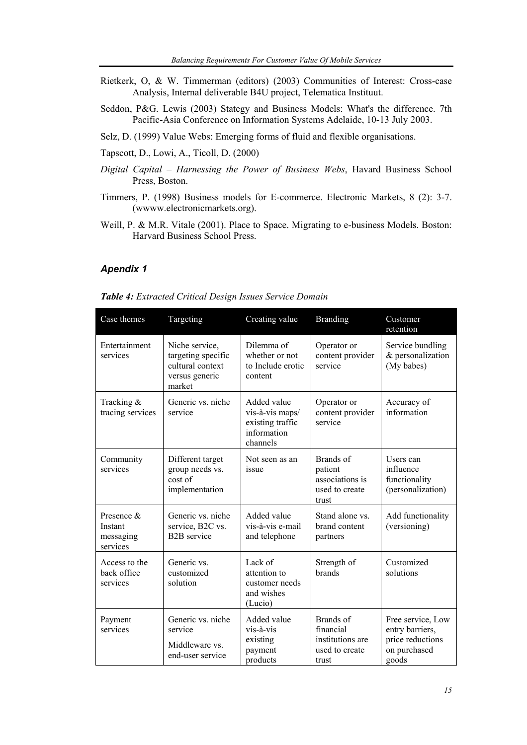Rietkerk, O, & W. Timmerman (editors) (2003) Communities of Interest: Cross-case Analysis, Internal deliverable B4U project, Telematica Instituut.

Seddon, P&G. Lewis (2003) Stategy and Business Models: What's the difference. 7th Pacific-Asia Conference on Information Systems Adelaide, 10-13 July 2003.

Selz, D. (1999) Value Webs: Emerging forms of fluid and flexible organisations.

Tapscott, D., Lowi, A., Ticoll, D. (2000)

*Digital Capital – Harnessing the Power of Business Webs*, Havard Business School Press, Boston.

Timmers, P. (1998) Business models for E-commerce. Electronic Markets, 8 (2): 3-7. (wwww.electronicmarkets.org).

Weill, P. & M.R. Vitale (2001). Place to Space. Migrating to e-business Models. Boston: Harvard Business School Press.

## *Apendix 1*

***Table 4:*** *Extracted Critical Design Issues Service Domain*

| Case themes | Targeting | Creating value | Branding | Customer retention |
|---|---|---|---|---|
| Entertainment services | Niche service, targeting specific cultural context versus generic market | Dilemma of whether or not to Include erotic content | Operator or content provider service | Service bundling & personalization (My babes) |
| Tracking & tracing services | Generic vs. niche service | Added value vis-à-vis maps/ existing traffic information channels | Operator or content provider service | Accuracy of information |
| Community services | Different target group needs vs. cost of implementation | Not seen as an issue | Brands of patient associations is used to create trust | Users can influence functionality (personalization) |
| Presence & Instant messaging services | Generic vs. niche service, B2C vs. B2B service | Added value vis-à-vis e-mail and telephone | Stand alone vs. brand content partners | Add functionality (versioning) |
| Access to the back office services | Generic vs. customized solution | Lack of attention to customer needs and wishes (Lucio) | Strength of brands | Customized solutions |
| Payment services | Generic vs. niche service<br>Middleware vs. end-user service | Added value vis-à-vis existing payment products | Brands of financial institutions are used to create trust | Free service, Low entry barriers, price reductions on purchased goods |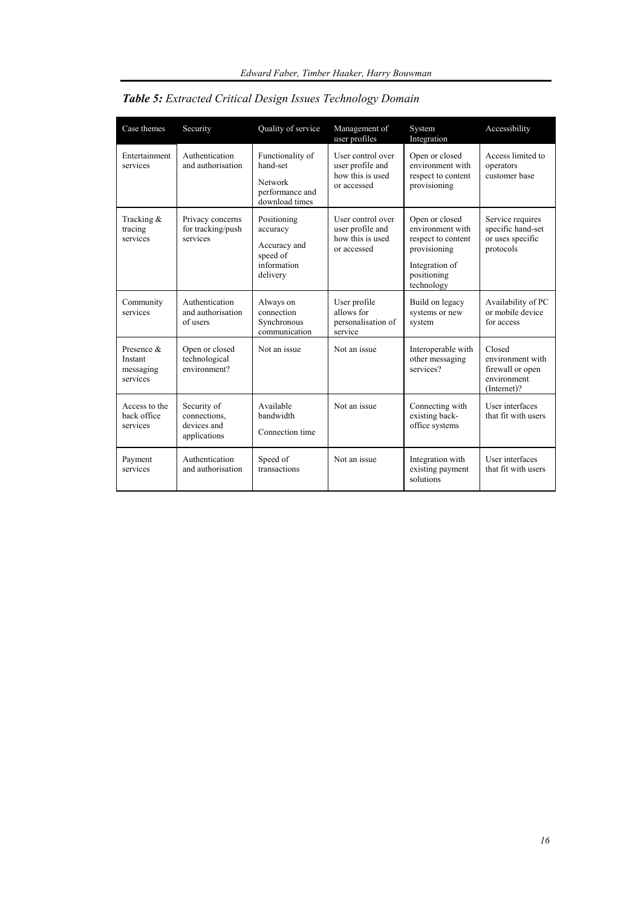***Table 5:** Extracted Critical Design Issues Technology Domain*

| Case themes | Security | Quality of service | Management of user profiles | System Integration | Accessibility |
|---|---|---|---|---|---|
| Entertainment services | Authentication and authorisation | Functionality of hand-set<br>Network performance and download times | User control over user profile and how this is used or accessed | Open or closed environment with respect to content provisioning | Access limited to operators customer base |
| Tracking & tracing services | Privacy concerns for tracking/push services | Positioning accuracy<br>Accuracy and speed of information delivery | User control over user profile and how this is used or accessed | Open or closed environment with respect to content provisioning<br>Integration of positioning technology | Service requires specific hand-set or uses specific protocols |
| Community services | Authentication and authorisation of users | Always on connection Synchronous communication | User profile allows for personalisation of service | Build on legacy systems or new system | Availability of PC or mobile device for access |
| Presence & Instant messaging services | Open or closed technological environment? | Not an issue | Not an issue | Interoperable with other messaging services? | Closed environment with firewall or open environment (Internet)? |
| Access to the back office services | Security of connections, devices and applications | Available bandwidth<br>Connection time | Not an issue | Connecting with existing back-office systems | User interfaces that fit with users |
| Payment services | Authentication and authorisation | Speed of transactions | Not an issue | Integration with existing payment solutions | User interfaces that fit with users |